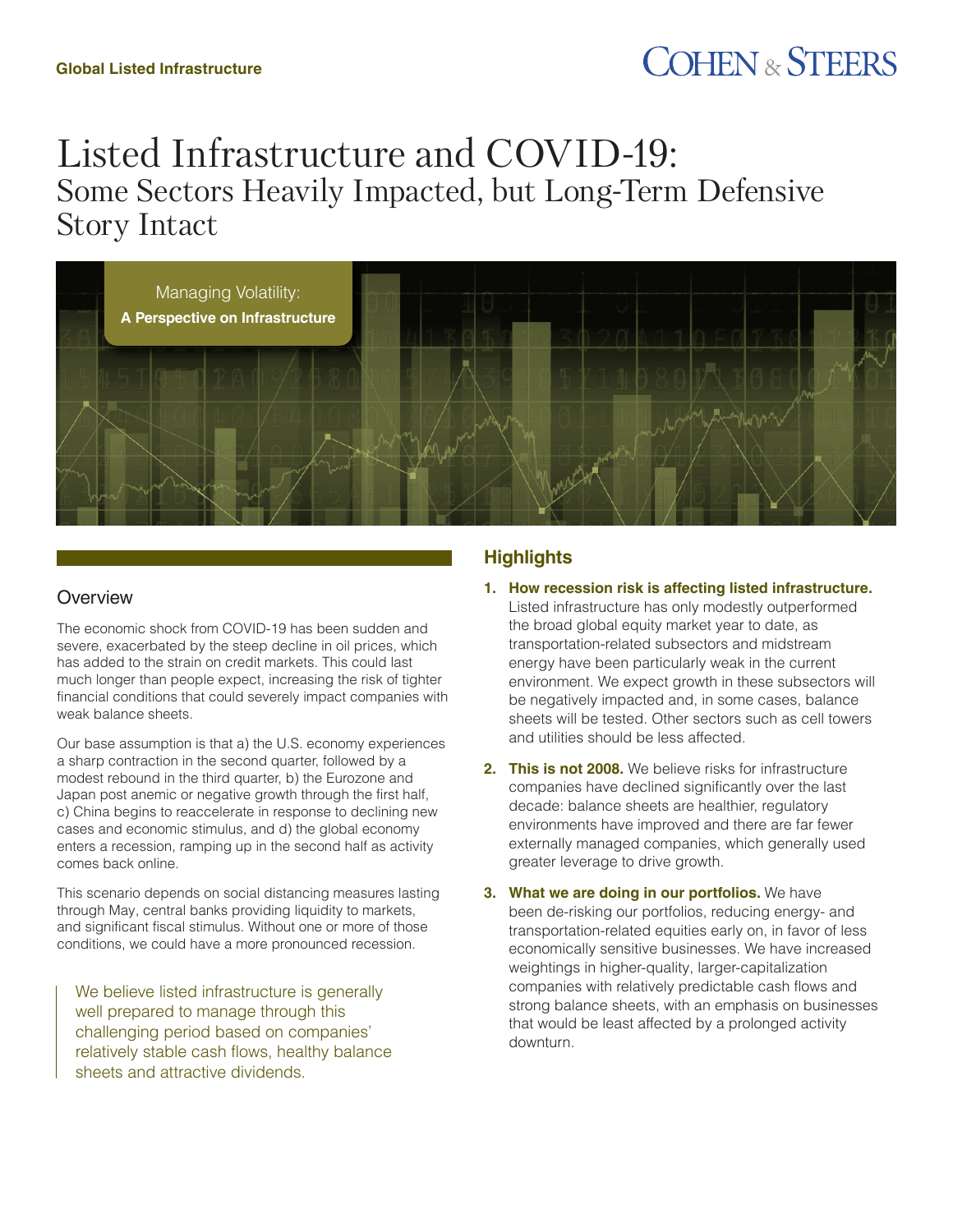Global Listed Infrastructure

COHEN & STEERS

# Listed Infrastructure and COVID-19:
## Some Sectors Heavily Impacted, but Long-Term Defensive Story Intact

Managing Volatility:
**A Perspective on Infrastructure**

### Overview

The economic shock from COVID-19 has been sudden and severe, exacerbated by the steep decline in oil prices, which has added to the strain on credit markets. This could last much longer than people expect, increasing the risk of tighter financial conditions that could severely impact companies with weak balance sheets.

Our base assumption is that a) the U.S. economy experiences a sharp contraction in the second quarter, followed by a modest rebound in the third quarter, b) the Eurozone and Japan post anemic or negative growth through the first half, c) China begins to reaccelerate in response to declining new cases and economic stimulus, and d) the global economy enters a recession, ramping up in the second half as activity comes back online.

This scenario depends on social distancing measures lasting through May, central banks providing liquidity to markets, and significant fiscal stimulus. Without one or more of those conditions, we could have a more pronounced recession.

> We believe listed infrastructure is generally well prepared to manage through this challenging period based on companies' relatively stable cash flows, healthy balance sheets and attractive dividends.

### Highlights

1. **How recession risk is affecting listed infrastructure.** Listed infrastructure has only modestly outperformed the broad global equity market year to date, as transportation-related subsectors and midstream energy have been particularly weak in the current environment. We expect growth in these subsectors will be negatively impacted and, in some cases, balance sheets will be tested. Other sectors such as cell towers and utilities should be less affected.

2. **This is not 2008.** We believe risks for infrastructure companies have declined significantly over the last decade: balance sheets are healthier, regulatory environments have improved and there are far fewer externally managed companies, which generally used greater leverage to drive growth.

3. **What we are doing in our portfolios.** We have been de-risking our portfolios, reducing energy- and transportation-related equities early on, in favor of less economically sensitive businesses. We have increased weightings in higher-quality, larger-capitalization companies with relatively predictable cash flows and strong balance sheets, with an emphasis on businesses that would be least affected by a prolonged activity downturn.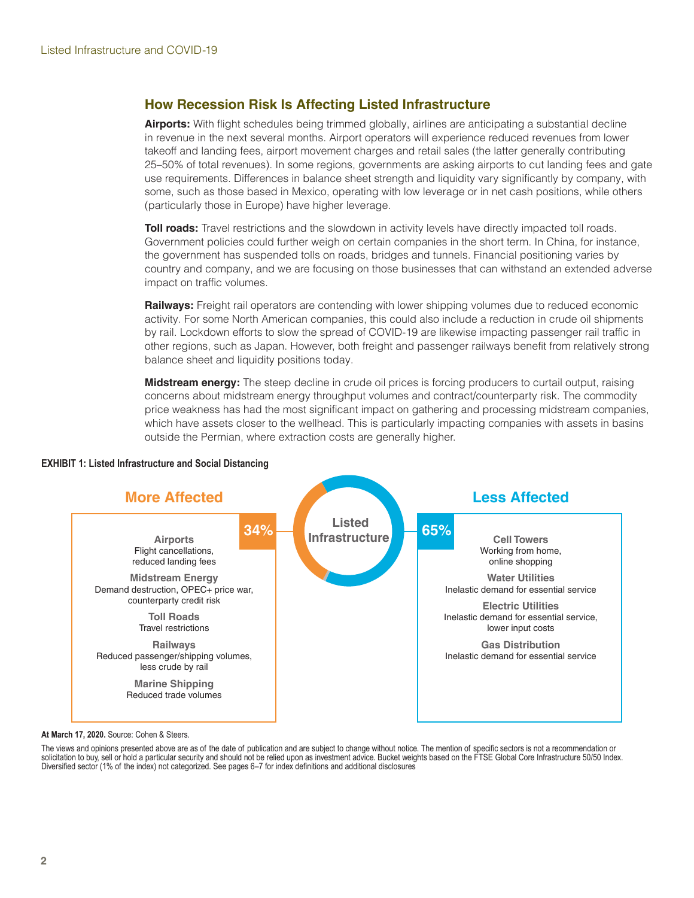## How Recession Risk Is Affecting Listed Infrastructure

**Airports:** With flight schedules being trimmed globally, airlines are anticipating a substantial decline in revenue in the next several months. Airport operators will experience reduced revenues from lower takeoff and landing fees, airport movement charges and retail sales (the latter generally contributing 25–50% of total revenues). In some regions, governments are asking airports to cut landing fees and gate use requirements. Differences in balance sheet strength and liquidity vary significantly by company, with some, such as those based in Mexico, operating with low leverage or in net cash positions, while others (particularly those in Europe) have higher leverage.

**Toll roads:** Travel restrictions and the slowdown in activity levels have directly impacted toll roads. Government policies could further weigh on certain companies in the short term. In China, for instance, the government has suspended tolls on roads, bridges and tunnels. Financial positioning varies by country and company, and we are focusing on those businesses that can withstand an extended adverse impact on traffic volumes.

**Railways:** Freight rail operators are contending with lower shipping volumes due to reduced economic activity. For some North American companies, this could also include a reduction in crude oil shipments by rail. Lockdown efforts to slow the spread of COVID-19 are likewise impacting passenger rail traffic in other regions, such as Japan. However, both freight and passenger railways benefit from relatively strong balance sheet and liquidity positions today.

**Midstream energy:** The steep decline in crude oil prices is forcing producers to curtail output, raising concerns about midstream energy throughput volumes and contract/counterparty risk. The commodity price weakness has had the most significant impact on gathering and processing midstream companies, which have assets closer to the wellhead. This is particularly impacting companies with assets in basins outside the Permian, where extraction costs are generally higher.

**EXHIBIT 1: Listed Infrastructure and Social Distancing**

Listed Infrastructure

| More Affected (34%) | Less Affected (65%) |
|---|---|
| **Airports** Flight cancellations, reduced landing fees | **Cell Towers** Working from home, online shopping |
| **Midstream Energy** Demand destruction, OPEC+ price war, counterparty credit risk | **Water Utilities** Inelastic demand for essential service |
| **Toll Roads** Travel restrictions | **Electric Utilities** Inelastic demand for essential service, lower input costs |
| **Railways** Reduced passenger/shipping volumes, less crude by rail | **Gas Distribution** Inelastic demand for essential service |
| **Marine Shipping** Reduced trade volumes | |

**At March 17, 2020.** Source: Cohen & Steers.

The views and opinions presented above are as of the date of publication and are subject to change without notice. The mention of specific sectors is not a recommendation or solicitation to buy, sell or hold a particular security and should not be relied upon as investment advice. Bucket weights based on the FTSE Global Core Infrastructure 50/50 Index. Diversified sector (1% of the index) not categorized. See pages 6–7 for index definitions and additional disclosures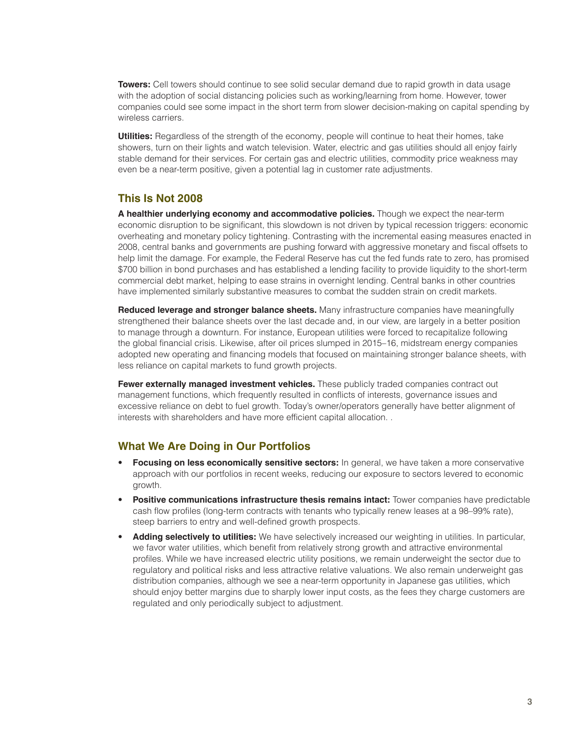**Towers:** Cell towers should continue to see solid secular demand due to rapid growth in data usage with the adoption of social distancing policies such as working/learning from home. However, tower companies could see some impact in the short term from slower decision-making on capital spending by wireless carriers.

**Utilities:** Regardless of the strength of the economy, people will continue to heat their homes, take showers, turn on their lights and watch television. Water, electric and gas utilities should all enjoy fairly stable demand for their services. For certain gas and electric utilities, commodity price weakness may even be a near-term positive, given a potential lag in customer rate adjustments.

## This Is Not 2008

**A healthier underlying economy and accommodative policies.** Though we expect the near-term economic disruption to be significant, this slowdown is not driven by typical recession triggers: economic overheating and monetary policy tightening. Contrasting with the incremental easing measures enacted in 2008, central banks and governments are pushing forward with aggressive monetary and fiscal offsets to help limit the damage. For example, the Federal Reserve has cut the fed funds rate to zero, has promised $700 billion in bond purchases and has established a lending facility to provide liquidity to the short-term commercial debt market, helping to ease strains in overnight lending. Central banks in other countries have implemented similarly substantive measures to combat the sudden strain on credit markets.

**Reduced leverage and stronger balance sheets.** Many infrastructure companies have meaningfully strengthened their balance sheets over the last decade and, in our view, are largely in a better position to manage through a downturn. For instance, European utilities were forced to recapitalize following the global financial crisis. Likewise, after oil prices slumped in 2015–16, midstream energy companies adopted new operating and financing models that focused on maintaining stronger balance sheets, with less reliance on capital markets to fund growth projects.

**Fewer externally managed investment vehicles.** These publicly traded companies contract out management functions, which frequently resulted in conflicts of interests, governance issues and excessive reliance on debt to fuel growth. Today's owner/operators generally have better alignment of interests with shareholders and have more efficient capital allocation. .

## What We Are Doing in Our Portfolios

- **Focusing on less economically sensitive sectors:** In general, we have taken a more conservative approach with our portfolios in recent weeks, reducing our exposure to sectors levered to economic growth.
- **Positive communications infrastructure thesis remains intact:** Tower companies have predictable cash flow profiles (long-term contracts with tenants who typically renew leases at a 98–99% rate), steep barriers to entry and well-defined growth prospects.
- **Adding selectively to utilities:** We have selectively increased our weighting in utilities. In particular, we favor water utilities, which benefit from relatively strong growth and attractive environmental profiles. While we have increased electric utility positions, we remain underweight the sector due to regulatory and political risks and less attractive relative valuations. We also remain underweight gas distribution companies, although we see a near-term opportunity in Japanese gas utilities, which should enjoy better margins due to sharply lower input costs, as the fees they charge customers are regulated and only periodically subject to adjustment.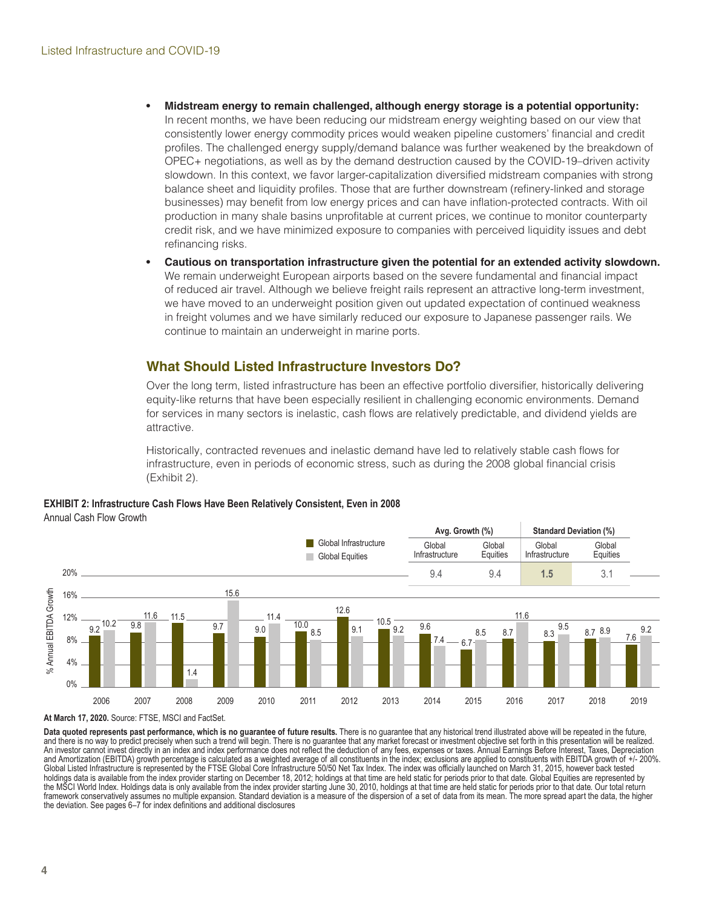- **Midstream energy to remain challenged, although energy storage is a potential opportunity:** In recent months, we have been reducing our midstream energy weighting based on our view that consistently lower energy commodity prices would weaken pipeline customers' financial and credit profiles. The challenged energy supply/demand balance was further weakened by the breakdown of OPEC+ negotiations, as well as by the demand destruction caused by the COVID-19–driven activity slowdown. In this context, we favor larger-capitalization diversified midstream companies with strong balance sheet and liquidity profiles. Those that are further downstream (refinery-linked and storage businesses) may benefit from low energy prices and can have inflation-protected contracts. With oil production in many shale basins unprofitable at current prices, we continue to monitor counterparty credit risk, and we have minimized exposure to companies with perceived liquidity issues and debt refinancing risks.
- **Cautious on transportation infrastructure given the potential for an extended activity slowdown.** We remain underweight European airports based on the severe fundamental and financial impact of reduced air travel. Although we believe freight rails represent an attractive long-term investment, we have moved to an underweight position given out updated expectation of continued weakness in freight volumes and we have similarly reduced our exposure to Japanese passenger rails. We continue to maintain an underweight in marine ports.

## What Should Listed Infrastructure Investors Do?

Over the long term, listed infrastructure has been an effective portfolio diversifier, historically delivering equity-like returns that have been especially resilient in challenging economic environments. Demand for services in many sectors is inelastic, cash flows are relatively predictable, and dividend yields are attractive.

Historically, contracted revenues and inelastic demand have led to relatively stable cash flows for infrastructure, even in periods of economic stress, such as during the 2008 global financial crisis (Exhibit 2).

**EXHIBIT 2: Infrastructure Cash Flows Have Been Relatively Consistent, Even in 2008**

Annual Cash Flow Growth

| Avg. Growth (%) | | Standard Deviation (%) | |
|---|---|---|---|
| Global Infrastructure | Global Equities | Global Infrastructure | Global Equities |
| 9.4 | 9.4 | **1.5** | 3.1 |

% Annual EBITDA Growth

| Year | Global Infrastructure | Global Equities |
|---|---|---|
| 2006 | 9.2 | 10.2 |
| 2007 | 9.8 | 11.6 |
| 2008 | 11.5 | 1.4 |
| 2009 | 9.7 | 15.6 |
| 2010 | 9.0 | 11.4 |
| 2011 | 10.0 | 8.5 |
| 2012 | 12.6 | 9.1 |
| 2013 | 10.5 | 9.2 |
| 2014 | 9.6 | 7.4 |
| 2015 | 6.7 | 8.5 |
| 2016 | 8.7 | 11.6 |
| 2017 | 8.3 | 9.5 |
| 2018 | 8.7 | 8.9 |
| 2019 | 7.6 | 9.2 |

**At March 17, 2020.** Source: FTSE, MSCI and FactSet.

**Data quoted represents past performance, which is no guarantee of future results.** There is no guarantee that any historical trend illustrated above will be repeated in the future, and there is no way to predict precisely when such a trend will begin. There is no guarantee that any market forecast or investment objective set forth in this presentation will be realized. An investor cannot invest directly in an index and index performance does not reflect the deduction of any fees, expenses or taxes. Annual Earnings Before Interest, Taxes, Depreciation and Amortization (EBITDA) growth percentage is calculated as a weighted average of all constituents in the index; exclusions are applied to constituents with EBITDA growth of +/- 200%. Global Listed Infrastructure is represented by the FTSE Global Core Infrastructure 50/50 Net Tax Index. The index was officially launched on March 31, 2015, however back tested holdings data is available from the index provider starting on December 18, 2012; holdings at that time are held static for periods prior to that date. Global Equities are represented by the MSCI World Index. Holdings data is only available from the index provider starting June 30, 2010, holdings at that time are held static for periods prior to that date. Our total return framework conservatively assumes no multiple expansion. Standard deviation is a measure of the dispersion of a set of data from its mean. The more spread apart the data, the higher the deviation. See pages 6–7 for index definitions and additional disclosures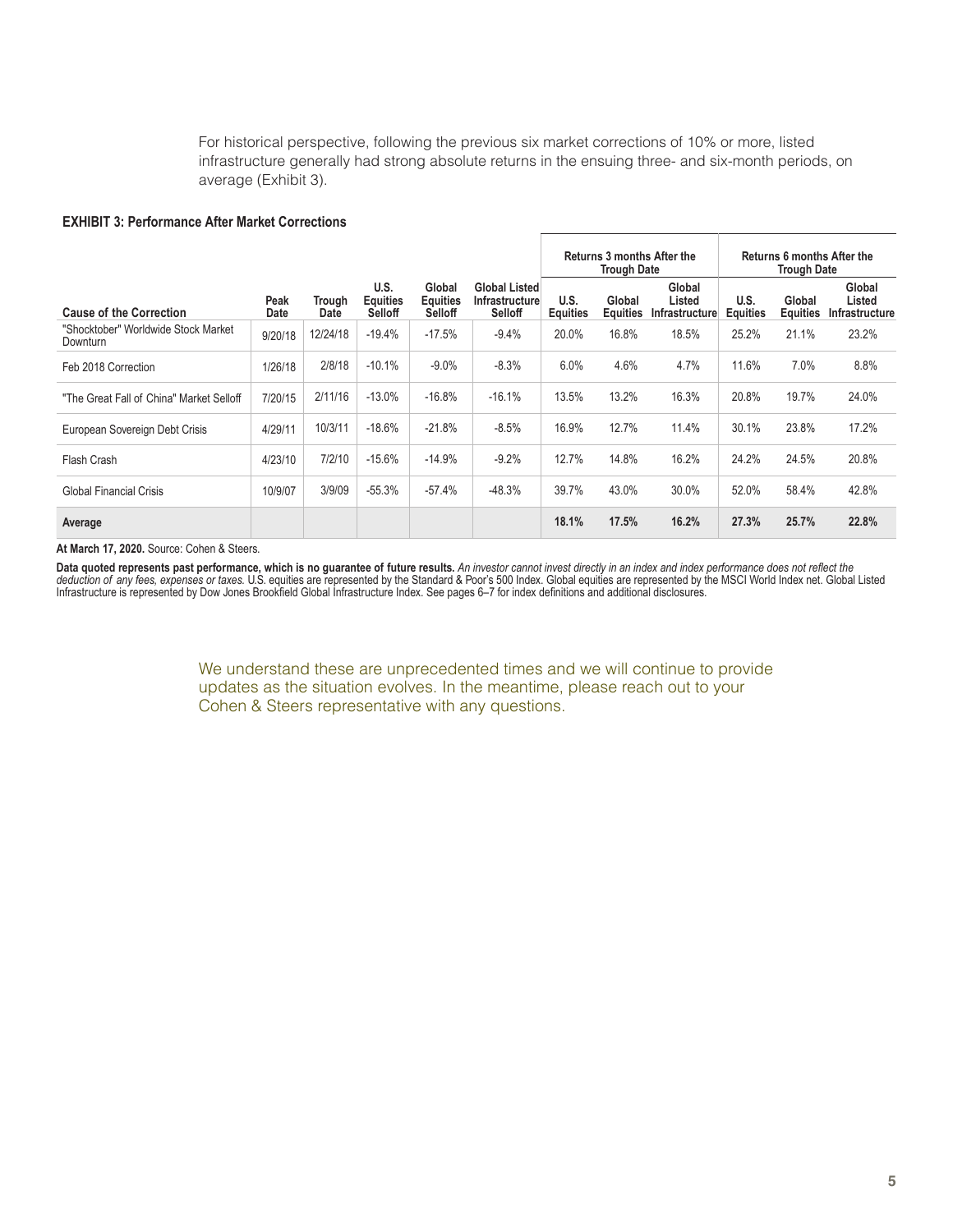For historical perspective, following the previous six market corrections of 10% or more, listed infrastructure generally had strong absolute returns in the ensuing three- and six-month periods, on average (Exhibit 3).

**EXHIBIT 3: Performance After Market Corrections**

| | | | | | | Returns 3 months After the Trough Date | | | Returns 6 months After the Trough Date | |
|---|---|---|---|---|---|---|---|---|---|---|
| **Cause of the Correction** | **Peak Date** | **Trough Date** | **U.S. Equities Selloff** | **Global Equities Selloff** | **Global Listed Infrastructure Selloff** | **U.S. Equities** | **Global Equities** | **Global Listed Infrastructure** | **U.S. Equities** | **Global Equities** | **Global Listed Infrastructure** |
| "Shocktober" Worldwide Stock Market Downturn | 9/20/18 | 12/24/18 | -19.4% | -17.5% | -9.4% | 20.0% | 16.8% | 18.5% | 25.2% | 21.1% | 23.2% |
| Feb 2018 Correction | 1/26/18 | 2/8/18 | -10.1% | -9.0% | -8.3% | 6.0% | 4.6% | 4.7% | 11.6% | 7.0% | 8.8% |
| "The Great Fall of China" Market Selloff | 7/20/15 | 2/11/16 | -13.0% | -16.8% | -16.1% | 13.5% | 13.2% | 16.3% | 20.8% | 19.7% | 24.0% |
| European Sovereign Debt Crisis | 4/29/11 | 10/3/11 | -18.6% | -21.8% | -8.5% | 16.9% | 12.7% | 11.4% | 30.1% | 23.8% | 17.2% |
| Flash Crash | 4/23/10 | 7/2/10 | -15.6% | -14.9% | -9.2% | 12.7% | 14.8% | 16.2% | 24.2% | 24.5% | 20.8% |
| Global Financial Crisis | 10/9/07 | 3/9/09 | -55.3% | -57.4% | -48.3% | 39.7% | 43.0% | 30.0% | 52.0% | 58.4% | 42.8% |
| **Average** | | | | | | **18.1%** | **17.5%** | **16.2%** | **27.3%** | **25.7%** | **22.8%** |

**At March 17, 2020.** Source: Cohen & Steers.

**Data quoted represents past performance, which is no guarantee of future results.** *An investor cannot invest directly in an index and index performance does not reflect the deduction of any fees, expenses or taxes.* U.S. equities are represented by the Standard & Poor's 500 Index. Global equities are represented by the MSCI World Index net. Global Listed Infrastructure is represented by Dow Jones Brookfield Global Infrastructure Index. See pages 6–7 for index definitions and additional disclosures.

We understand these are unprecedented times and we will continue to provide updates as the situation evolves. In the meantime, please reach out to your Cohen & Steers representative with any questions.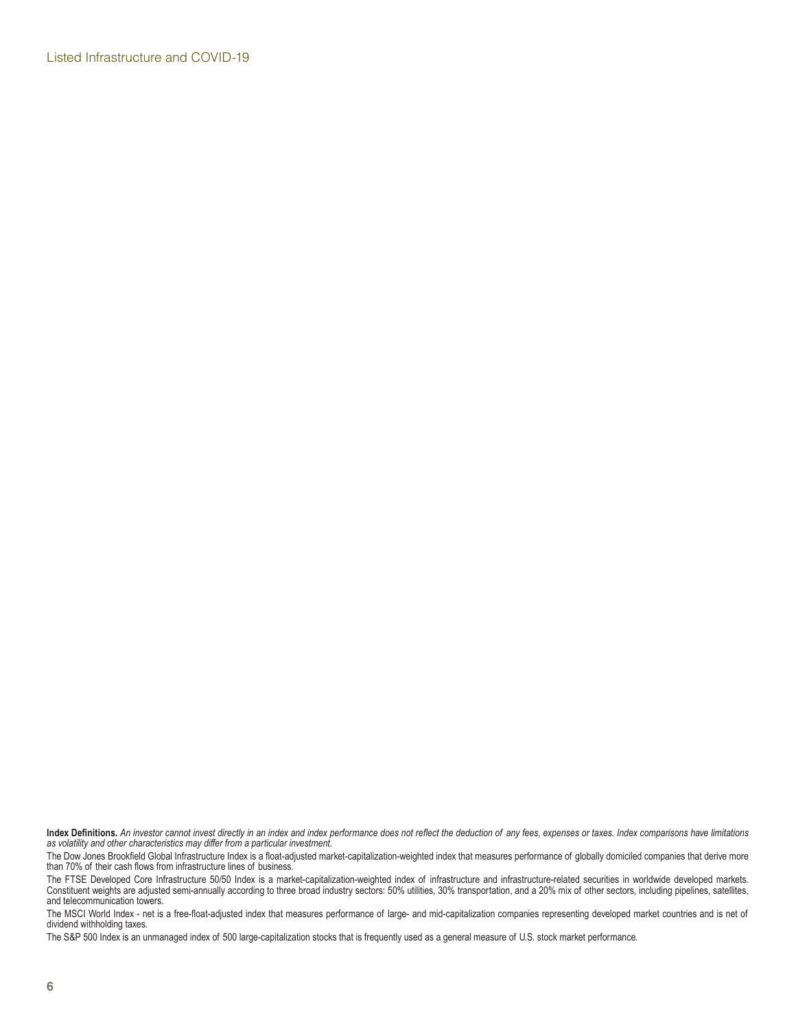**Index Definitions.** *An investor cannot invest directly in an index and index performance does not reflect the deduction of any fees, expenses or taxes. Index comparisons have limitations as volatility and other characteristics may differ from a particular investment.*

The Dow Jones Brookfield Global Infrastructure Index is a float-adjusted market-capitalization-weighted index that measures performance of globally domiciled companies that derive more than 70% of their cash flows from infrastructure lines of business.

The FTSE Developed Core Infrastructure 50/50 Index is a market-capitalization-weighted index of infrastructure and infrastructure-related securities in worldwide developed markets. Constituent weights are adjusted semi-annually according to three broad industry sectors: 50% utilities, 30% transportation, and a 20% mix of other sectors, including pipelines, satellites, and telecommunication towers.

The MSCI World Index - net is a free-float-adjusted index that measures performance of large- and mid-capitalization companies representing developed market countries and is net of dividend withholding taxes.

The S&P 500 Index is an unmanaged index of 500 large-capitalization stocks that is frequently used as a general measure of U.S. stock market performance.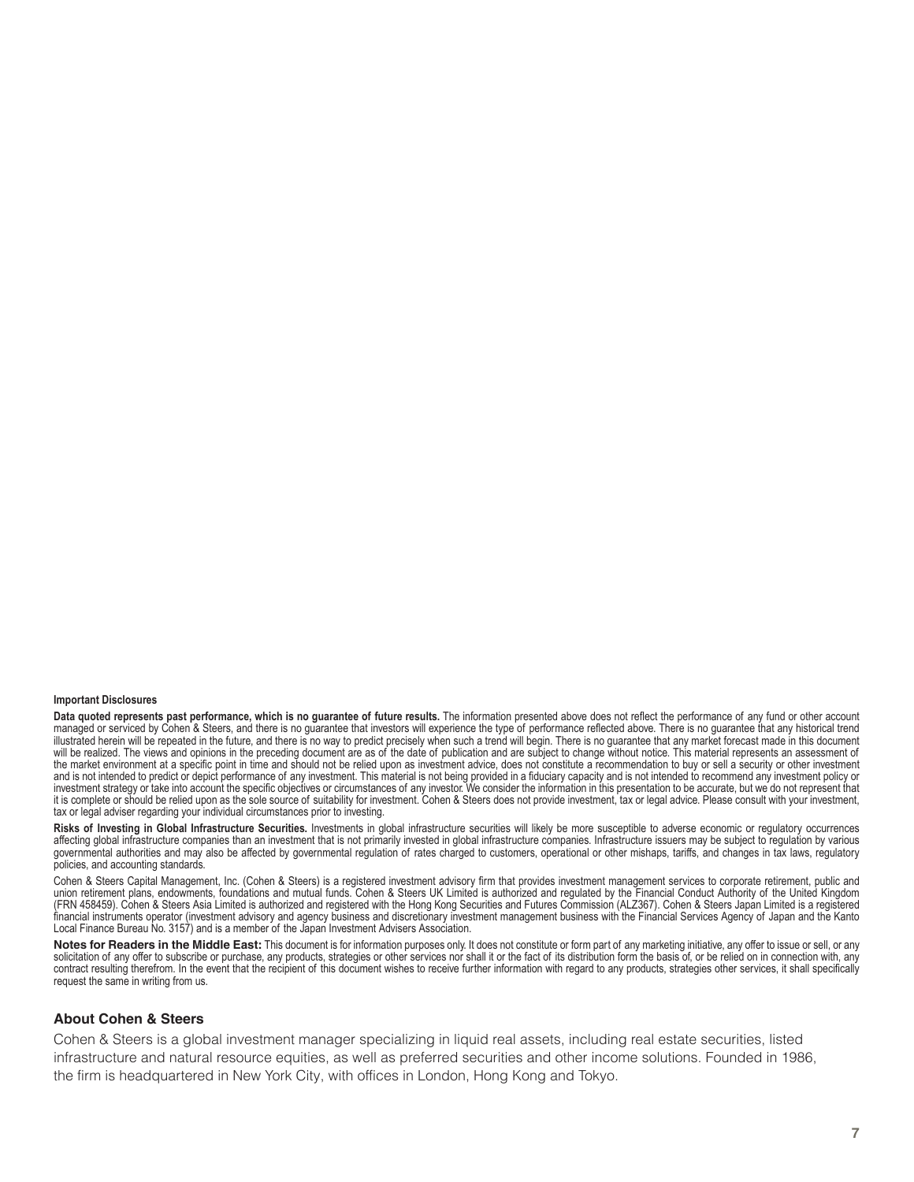#### Important Disclosures

**Data quoted represents past performance, which is no guarantee of future results.** The information presented above does not reflect the performance of any fund or other account managed or serviced by Cohen & Steers, and there is no guarantee that investors will experience the type of performance reflected above. There is no guarantee that any historical trend illustrated herein will be repeated in the future, and there is no way to predict precisely when such a trend will begin. There is no guarantee that any market forecast made in this document will be realized. The views and opinions in the preceding document are as of the date of publication and are subject to change without notice. This material represents an assessment of the market environment at a specific point in time and should not be relied upon as investment advice, does not constitute a recommendation to buy or sell a security or other investment and is not intended to predict or depict performance of any investment. This material is not being provided in a fiduciary capacity and is not intended to recommend any investment policy or investment strategy or take into account the specific objectives or circumstances of any investor. We consider the information in this presentation to be accurate, but we do not represent that it is complete or should be relied upon as the sole source of suitability for investment. Cohen & Steers does not provide investment, tax or legal advice. Please consult with your investment, tax or legal adviser regarding your individual circumstances prior to investing.

**Risks of Investing in Global Infrastructure Securities.** Investments in global infrastructure securities will likely be more susceptible to adverse economic or regulatory occurrences affecting global infrastructure companies than an investment that is not primarily invested in global infrastructure companies. Infrastructure issuers may be subject to regulation by various governmental authorities and may also be affected by governmental regulation of rates charged to customers, operational or other mishaps, tariffs, and changes in tax laws, regulatory policies, and accounting standards.

Cohen & Steers Capital Management, Inc. (Cohen & Steers) is a registered investment advisory firm that provides investment management services to corporate retirement, public and union retirement plans, endowments, foundations and mutual funds. Cohen & Steers UK Limited is authorized and regulated by the Financial Conduct Authority of the United Kingdom (FRN 458459). Cohen & Steers Asia Limited is authorized and registered with the Hong Kong Securities and Futures Commission (ALZ367). Cohen & Steers Japan Limited is a registered financial instruments operator (investment advisory and agency business and discretionary investment management business with the Financial Services Agency of Japan and the Kanto Local Finance Bureau No. 3157) and is a member of the Japan Investment Advisers Association.

**Notes for Readers in the Middle East:** This document is for information purposes only. It does not constitute or form part of any marketing initiative, any offer to issue or sell, or any solicitation of any offer to subscribe or purchase, any products, strategies or other services nor shall it or the fact of its distribution form the basis of, or be relied on in connection with, any contract resulting therefrom. In the event that the recipient of this document wishes to receive further information with regard to any products, strategies other services, it shall specifically request the same in writing from us.

### About Cohen & Steers

Cohen & Steers is a global investment manager specializing in liquid real assets, including real estate securities, listed infrastructure and natural resource equities, as well as preferred securities and other income solutions. Founded in 1986, the firm is headquartered in New York City, with offices in London, Hong Kong and Tokyo.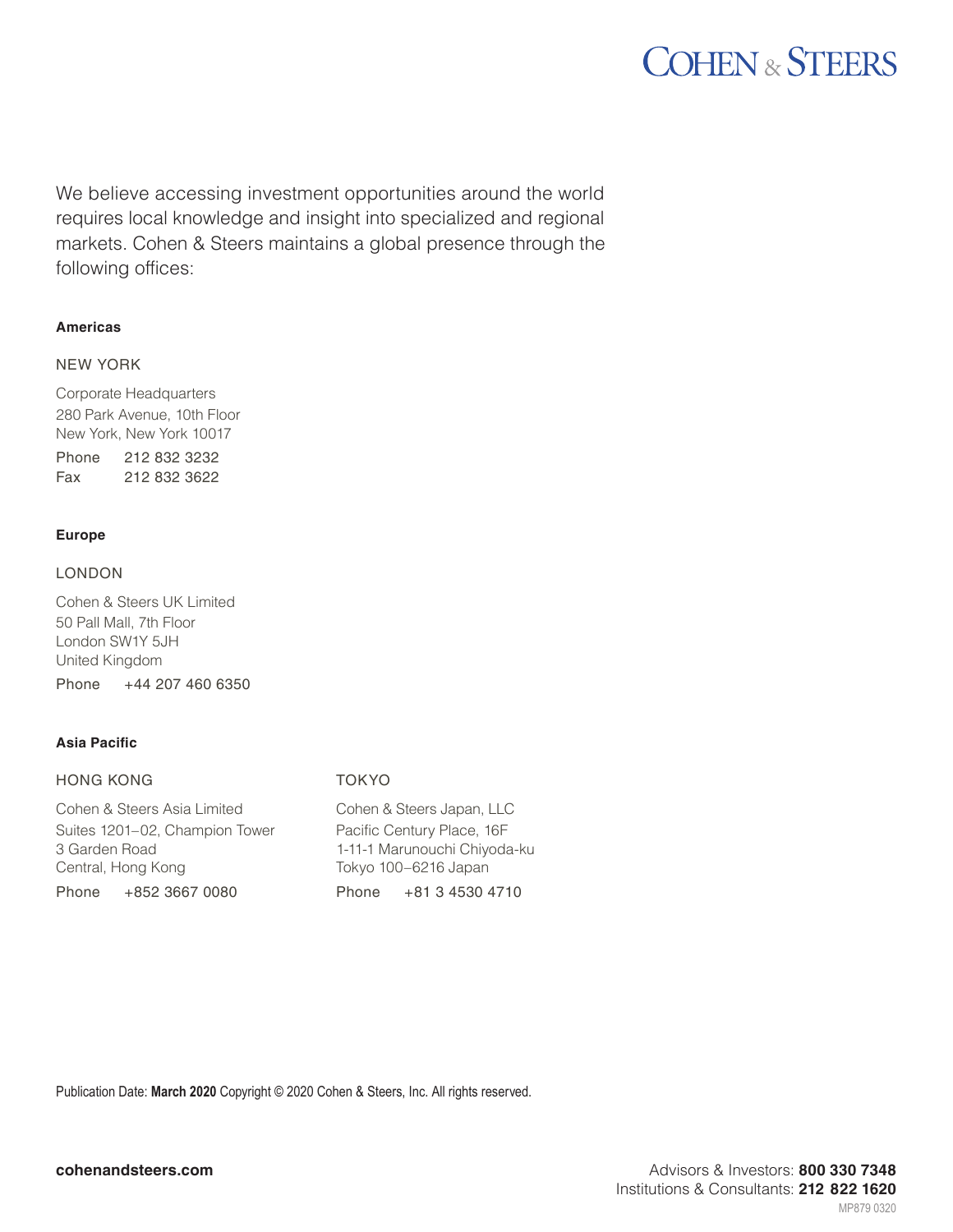COHEN & STEERS

We believe accessing investment opportunities around the world requires local knowledge and insight into specialized and regional markets. Cohen & Steers maintains a global presence through the following offices:

**Americas**

NEW YORK

Corporate Headquarters
280 Park Avenue, 10th Floor
New York, New York 10017

Phone 212 832 3232
Fax 212 832 3622

**Europe**

LONDON

Cohen & Steers UK Limited
50 Pall Mall, 7th Floor
London SW1Y 5JH
United Kingdom

Phone +44 207 460 6350

**Asia Pacific**

HONG KONG

Cohen & Steers Asia Limited
Suites 1201–02, Champion Tower
3 Garden Road
Central, Hong Kong

Phone +852 3667 0080

TOKYO

Cohen & Steers Japan, LLC
Pacific Century Place, 16F
1-11-1 Marunouchi Chiyoda-ku
Tokyo 100–6216 Japan

Phone +81 3 4530 4710

Publication Date: **March 2020** Copyright © 2020 Cohen & Steers, Inc. All rights reserved.

**cohenandsteers.com**

Advisors & Investors: **800 330 7348**
Institutions & Consultants: **212 822 1620**

MP879 0320